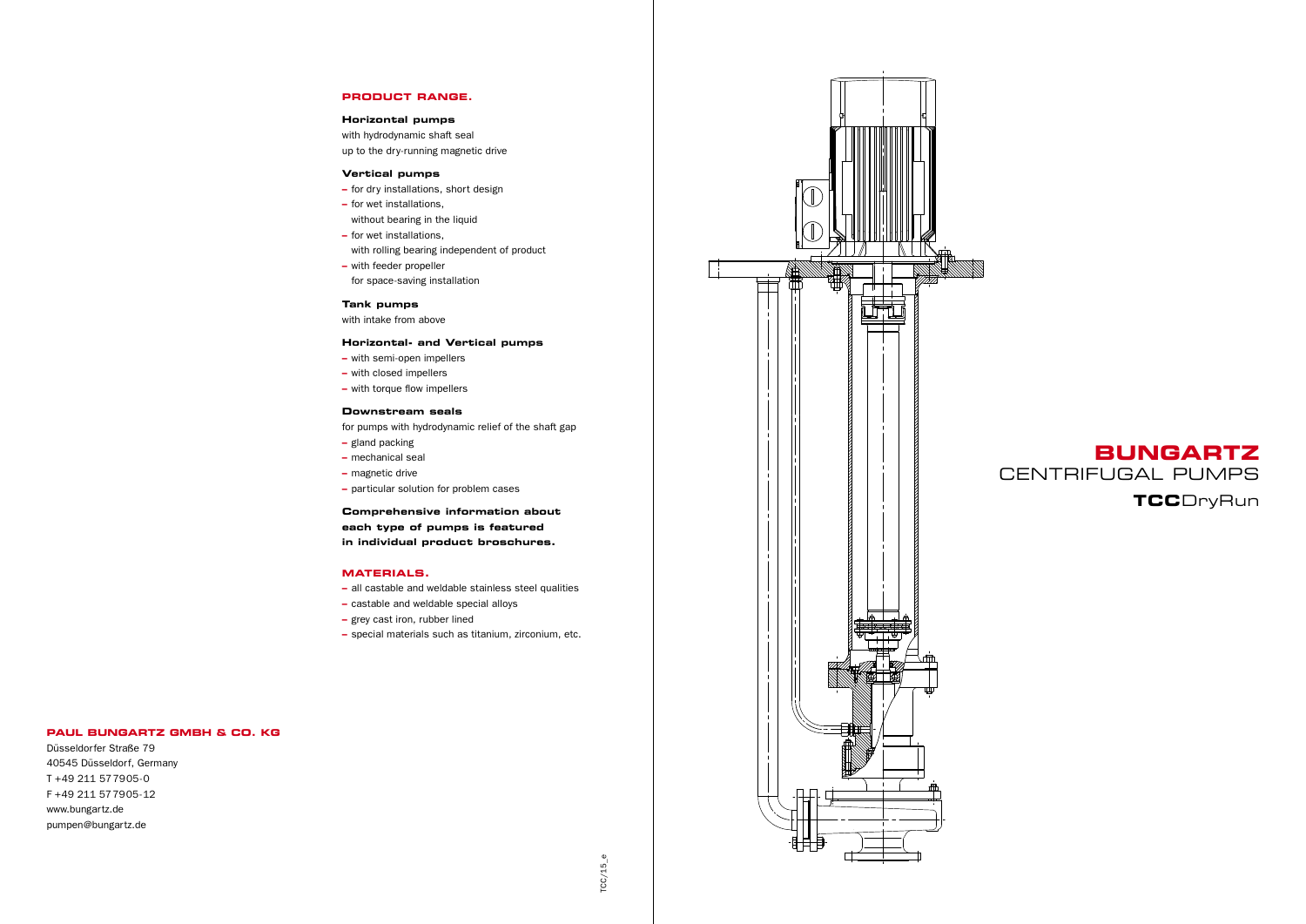## PRODUCT RANGE.

**Horizontal pumps**
with hydrodynamic shaft seal
up to the dry-running magnetic drive

**Vertical pumps**
- for dry installations, short design
- for wet installations, without bearing in the liquid
- for wet installations, with rolling bearing independent of product
- with feeder propeller for space-saving installation

**Tank pumps**
with intake from above

**Horizontal- and Vertical pumps**
- with semi-open impellers
- with closed impellers
- with torque flow impellers

**Downstream seals**
for pumps with hydrodynamic relief of the shaft gap
- gland packing
- mechanical seal
- magnetic drive
- particular solution for problem cases

**Comprehensive information about each type of pumps is featured in individual product broschures.**

## MATERIALS.

- all castable and weldable stainless steel qualities
- castable and weldable special alloys
- grey cast iron, rubber lined
- special materials such as titanium, zirconium, etc.

**PAUL BUNGARTZ GMBH & CO. KG**

Düsseldorfer Straße 79
40545 Düsseldorf, Germany
T +49 211 577905-0
F +49 211 577905-12
www.bungartz.de
pumpen@bungartz.de

TCC/15_e

# BUNGARTZ
CENTRIFUGAL PUMPS

**TCC**DryRun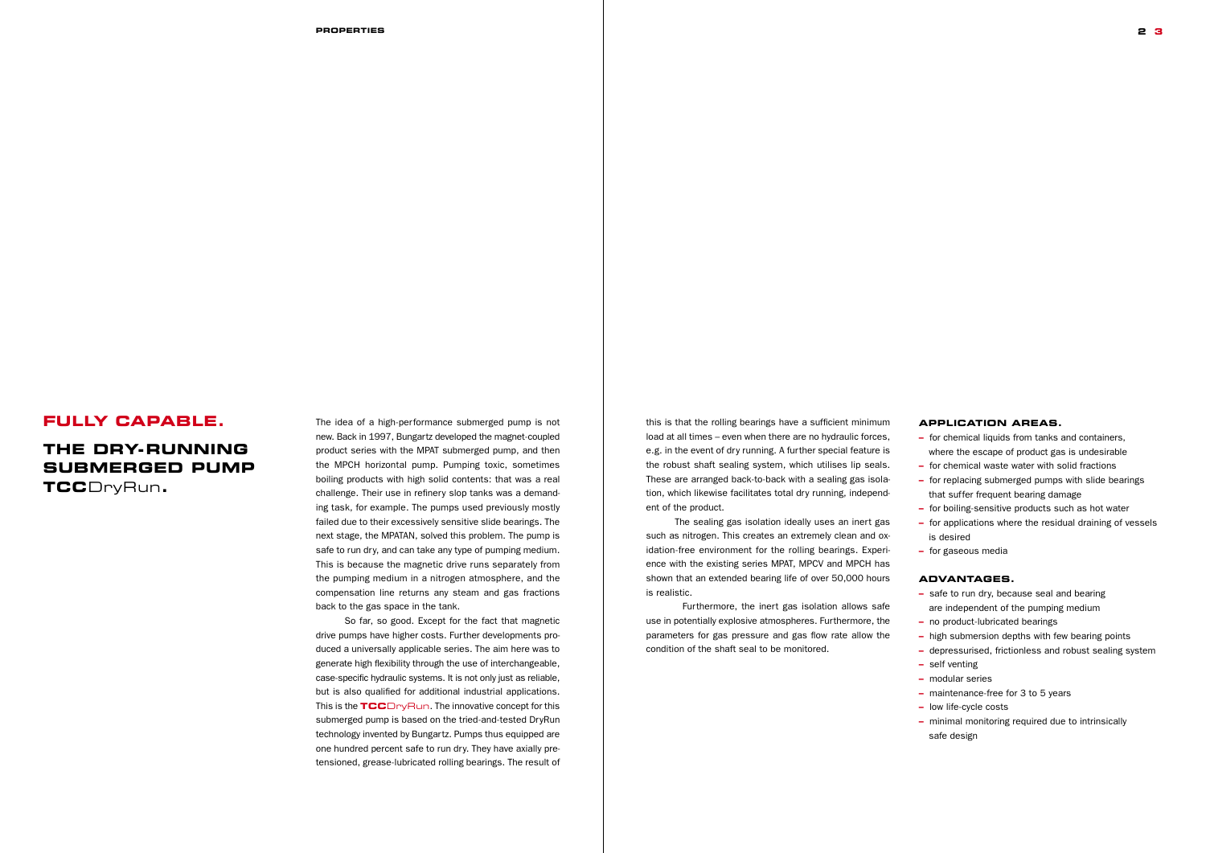# FULLY CAPABLE.

## THE DRY-RUNNING SUBMERGED PUMP TCCDryRun.

The idea of a high-performance submerged pump is not new. Back in 1997, Bungartz developed the magnet-coupled product series with the MPAT submerged pump, and then the MPCH horizontal pump. Pumping toxic, sometimes boiling products with high solid contents: that was a real challenge. Their use in refinery slop tanks was a demanding task, for example. The pumps used previously mostly failed due to their excessively sensitive slide bearings. The next stage, the MPATAN, solved this problem. The pump is safe to run dry, and can take any type of pumping medium. This is because the magnetic drive runs separately from the pumping medium in a nitrogen atmosphere, and the compensation line returns any steam and gas fractions back to the gas space in the tank.

So far, so good. Except for the fact that magnetic drive pumps have higher costs. Further developments produced a universally applicable series. The aim here was to generate high flexibility through the use of interchangeable, case-specific hydraulic systems. It is not only just as reliable, but is also qualified for additional industrial applications. This is the **TCC**DryRun. The innovative concept for this submerged pump is based on the tried-and-tested DryRun technology invented by Bungartz. Pumps thus equipped are one hundred percent safe to run dry. They have axially pretensioned, grease-lubricated rolling bearings. The result of this is that the rolling bearings have a sufficient minimum load at all times – even when there are no hydraulic forces, e.g. in the event of dry running. A further special feature is the robust shaft sealing system, which utilises lip seals. These are arranged back-to-back with a sealing gas isolation, which likewise facilitates total dry running, independent of the product.

The sealing gas isolation ideally uses an inert gas such as nitrogen. This creates an extremely clean and oxidation-free environment for the rolling bearings. Experience with the existing series MPAT, MPCV and MPCH has shown that an extended bearing life of over 50,000 hours is realistic.

Furthermore, the inert gas isolation allows safe use in potentially explosive atmospheres. Furthermore, the parameters for gas pressure and gas flow rate allow the condition of the shaft seal to be monitored.

### APPLICATION AREAS.

- for chemical liquids from tanks and containers, where the escape of product gas is undesirable
- for chemical waste water with solid fractions
- for replacing submerged pumps with slide bearings that suffer frequent bearing damage
- for boiling-sensitive products such as hot water
- for applications where the residual draining of vessels is desired
- for gaseous media

### ADVANTAGES.

- safe to run dry, because seal and bearing are independent of the pumping medium
- no product-lubricated bearings
- high submersion depths with few bearing points
- depressurised, frictionless and robust sealing system
- self venting
- modular series
- maintenance-free for 3 to 5 years
- low life-cycle costs
- minimal monitoring required due to intrinsically safe design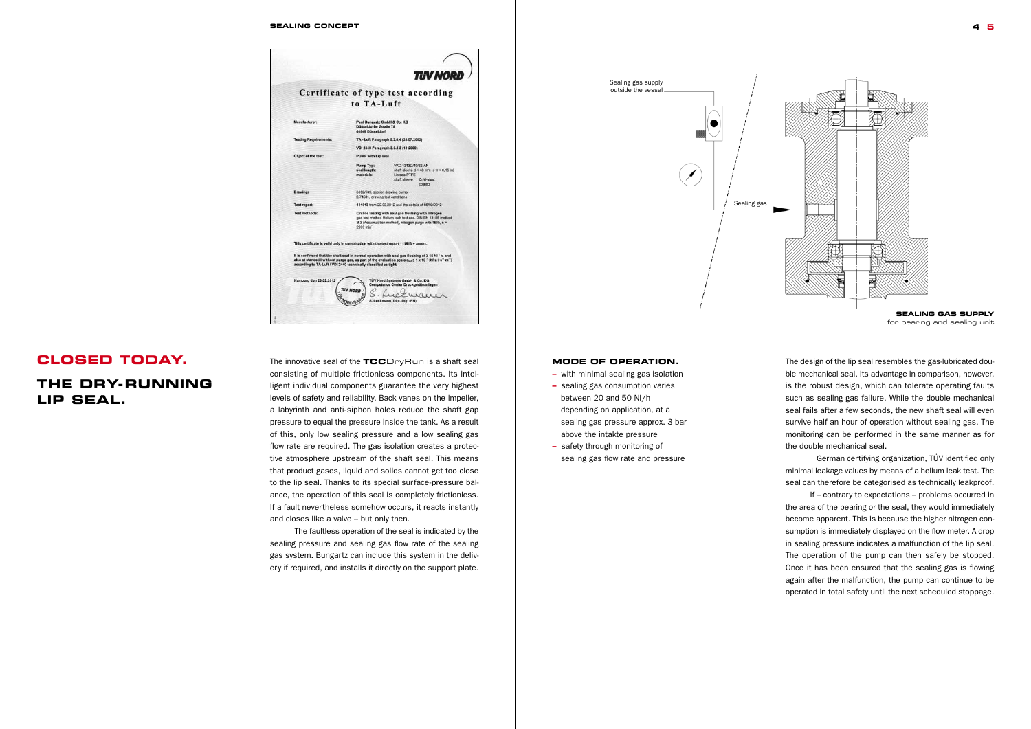# CLOSED TODAY.

## THE DRY-RUNNING LIP SEAL.

The innovative seal of the **TCC**DryRun is a shaft seal consisting of multiple frictionless components. Its intelligent individual components guarantee the very highest levels of safety and reliability. Back vanes on the impeller, a labyrinth and anti-siphon holes reduce the shaft gap pressure to equal the pressure inside the tank. As a result of this, only low sealing pressure and a low sealing gas flow rate are required. The gas isolation creates a protective atmosphere upstream of the shaft seal. This means that product gases, liquid and solids cannot get too close to the lip seal. Thanks to its special surface-pressure balance, the operation of this seal is completely frictionless. If a fault nevertheless somehow occurs, it reacts instantly and closes like a valve – but only then.

The faultless operation of the seal is indicated by the sealing pressure and sealing gas flow rate of the sealing gas system. Bungartz can include this system in the delivery if required, and installs it directly on the support plate.

**SEALING GAS SUPPLY**
for bearing and sealing unit

### MODE OF OPERATION.

- with minimal sealing gas isolation
- sealing gas consumption varies between 20 and 50 Nl/h depending on application, at a sealing gas pressure approx. 3 bar above the intakte pressure
- safety through monitoring of sealing gas flow rate and pressure

The design of the lip seal resembles the gas-lubricated double mechanical seal. Its advantage in comparison, however, is the robust design, which can tolerate operating faults such as sealing gas failure. While the double mechanical seal fails after a few seconds, the new shaft seal will even survive half an hour of operation without sealing gas. The monitoring can be performed in the same manner as for the double mechanical seal.

German certifying organization, TÜV identified only minimal leakage values by means of a helium leak test. The seal can therefore be categorised as technically leakproof.

If – contrary to expectations – problems occurred in the area of the bearing or the seal, they would immediately become apparent. This is because the higher nitrogen consumption is immediately displayed on the flow meter. A drop in sealing pressure indicates a malfunction of the lip seal. The operation of the pump can then safely be stopped. Once it has been ensured that the sealing gas is flowing again after the malfunction, the pump can continue to be operated in total safety until the next scheduled stoppage.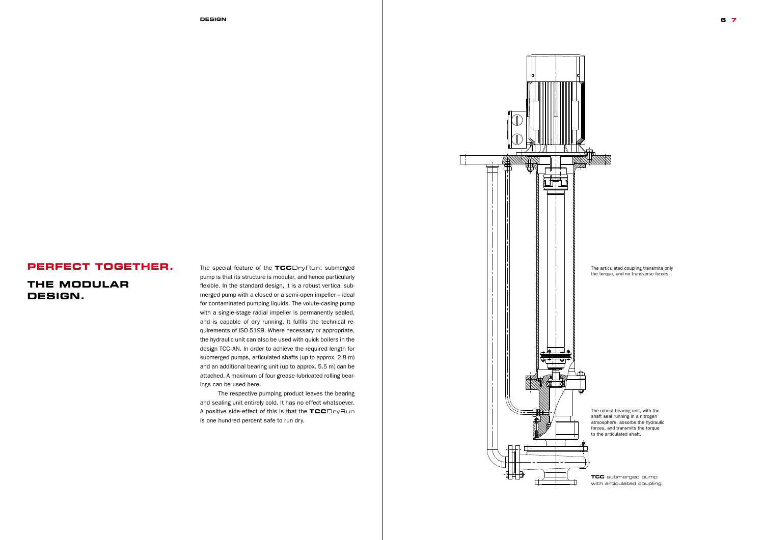# PERFECT TOGETHER.

## THE MODULAR DESIGN.

The special feature of the **TCC**DryRun: submerged pump is that its structure is modular, and hence particularly flexible. In the standard design, it is a robust vertical submerged pump with a closed or a semi-open impeller – ideal for contaminated pumping liquids. The volute-casing pump with a single-stage radial impeller is permanently sealed, and is capable of dry running. It fulfils the technical requirements of ISO 5199. Where necessary or appropriate, the hydraulic unit can also be used with quick boilers in the design TCC-AN. In order to achieve the required length for submerged pumps, articulated shafts (up to approx. 2.8 m) and an additional bearing unit (up to approx. 5.5 m) can be attached. A maximum of four grease-lubricated rolling bearings can be used here.

The respective pumping product leaves the bearing and sealing unit entirely cold. It has no effect whatsoever. A positive side-effect of this is that the **TCC**DryRun is one hundred percent safe to run dry.

The articulated coupling transmits only the torque, and no transverse forces.

The robust bearing unit, with the shaft seal running in a nitrogen atmosphere, absorbs the hydraulic forces, and transmits the torque to the articulated shaft.

**TCC** submerged pump with articulated coupling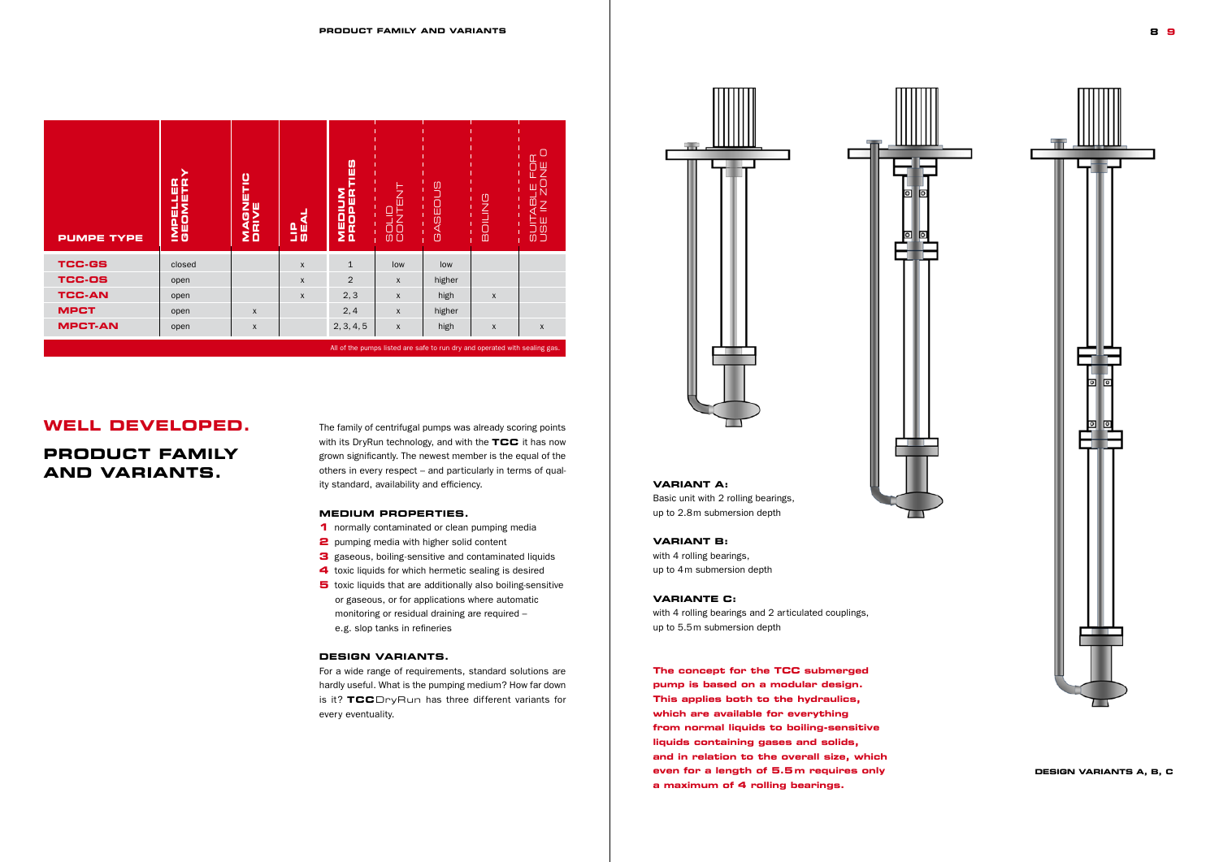| PUMPE TYPE | IMPELLER GEOMETRY | MAGNETIC DRIVE | LIP SEAL | MEDIUM PROPERTIES | SOLID CONTENT | GASEOUS | BOILING | SUITABLE FOR USE IN ZONE 0 |
|---|---|---|---|---|---|---|---|---|
| **TCC-GS** | closed | | x | 1 | low | low | | |
| **TCC-OS** | open | | x | 2 | x | higher | | |
| **TCC-AN** | open | | x | 2, 3 | x | high | x | |
| **MPCT** | open | x | | 2, 4 | x | higher | | |
| **MPCT-AN** | open | x | | 2, 3, 4, 5 | x | high | x | x |

All of the pumps listed are safe to run dry and operated with sealing gas.

# WELL DEVELOPED.

## PRODUCT FAMILY AND VARIANTS.

The family of centrifugal pumps was already scoring points with its DryRun technology, and with the **TCC** it has now grown significantly. The newest member is the equal of the others in every respect – and particularly in terms of quality standard, availability and efficiency.

### MEDIUM PROPERTIES.

1. normally contaminated or clean pumping media
2. pumping media with higher solid content
3. gaseous, boiling-sensitive and contaminated liquids
4. toxic liquids for which hermetic sealing is desired
5. toxic liquids that are additionally also boiling-sensitive or gaseous, or for applications where automatic monitoring or residual draining are required – e.g. slop tanks in refineries

### DESIGN VARIANTS.

For a wide range of requirements, standard solutions are hardly useful. What is the pumping medium? How far down is it? **TCC**DryRun has three different variants for every eventuality.

**VARIANT A:**
Basic unit with 2 rolling bearings, up to 2.8 m submersion depth

**VARIANT B:**
with 4 rolling bearings, up to 4 m submersion depth

**VARIANTE C:**
with 4 rolling bearings and 2 articulated couplings, up to 5.5 m submersion depth

**The concept for the TCC submerged pump is based on a modular design. This applies both to the hydraulics, which are available for everything from normal liquids to boiling-sensitive liquids containing gases and solids, and in relation to the overall size, which even for a length of 5.5 m requires only a maximum of 4 rolling bearings.**

DESIGN VARIANTS A, B, C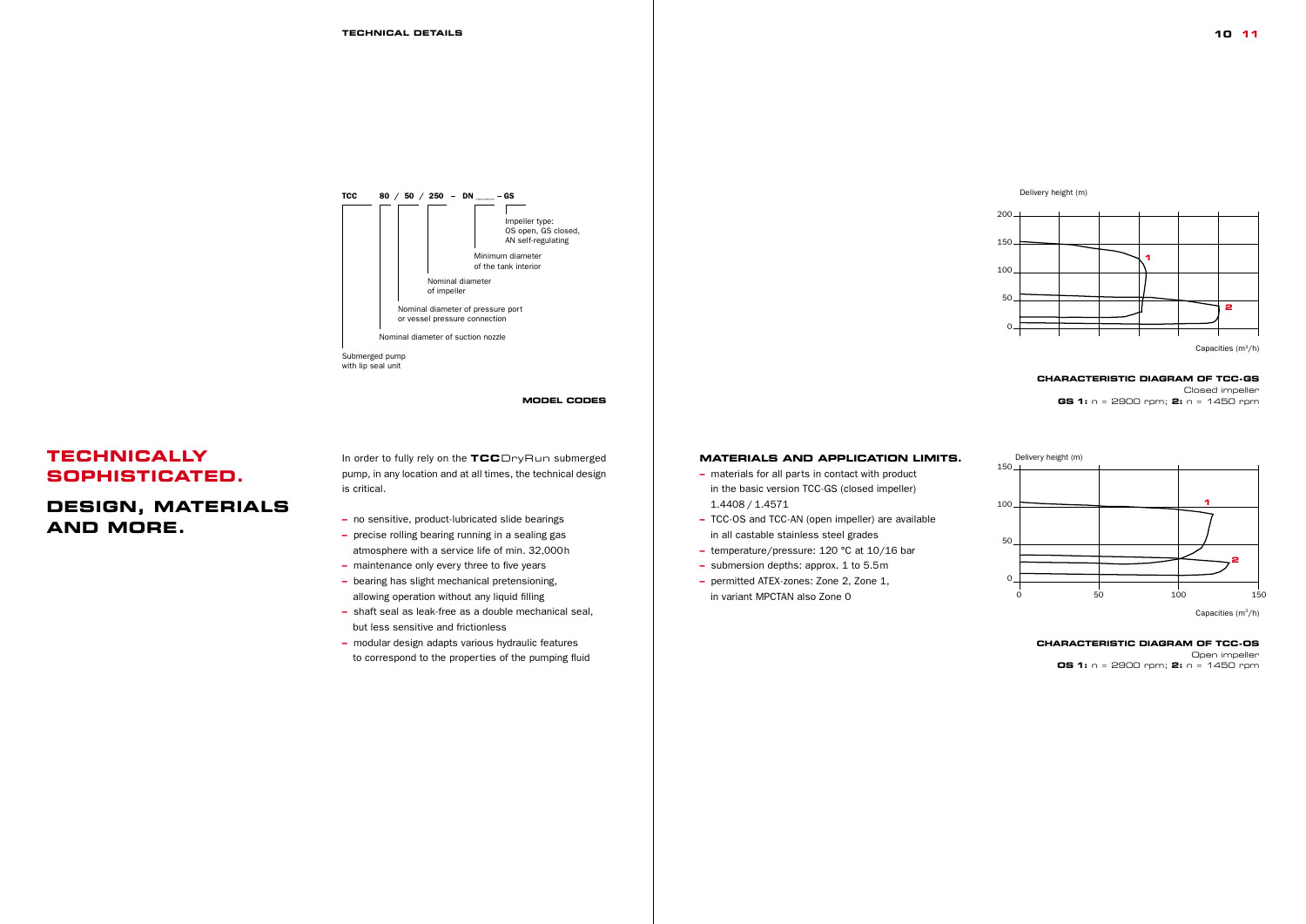TCC 80 / 50 / 250 – DN ___ – GS

Impeller type:
OS open, GS closed,
AN self-regulating

Minimum diameter
of the tank interior

Nominal diameter
of impeller

Nominal diameter of pressure port
or vessel pressure connection

Nominal diameter of suction nozzle

Submerged pump
with lip seal unit

**MODEL CODES**

# TECHNICALLY SOPHISTICATED.

## DESIGN, MATERIALS AND MORE.

In order to fully rely on the **TCC**DryRun submerged pump, in any location and at all times, the technical design is critical.

- no sensitive, product-lubricated slide bearings
- precise rolling bearing running in a sealing gas atmosphere with a service life of min. 32,000h
- maintenance only every three to five years
- bearing has slight mechanical pretensioning, allowing operation without any liquid filling
- shaft seal as leak-free as a double mechanical seal, but less sensitive and frictionless
- modular design adapts various hydraulic features to correspond to the properties of the pumping fluid

### MATERIALS AND APPLICATION LIMITS.

- materials for all parts in contact with product in the basic version TCC-GS (closed impeller) 1.4408 / 1.4571
- TCC-OS and TCC-AN (open impeller) are available in all castable stainless steel grades
- temperature/pressure: 120 °C at 10/16 bar
- submersion depths: approx. 1 to 5.5m
- permitted ATEX-zones: Zone 2, Zone 1, in variant MPCTAN also Zone 0

Delivery height (m)

200
150
100
50
0

1
2

Capacities (m³/h)

**CHARACTERISTIC DIAGRAM OF TCC-GS**
Closed impeller
**GS 1:** n = 2900 rpm; **2:** n = 1450 rpm

Delivery height (m)

150
100
50
0

0 50 100 150

1
2

Capacities (m³/h)

**CHARACTERISTIC DIAGRAM OF TCC-OS**
Open impeller
**OS 1:** n = 2900 rpm; **2:** n = 1450 rpm